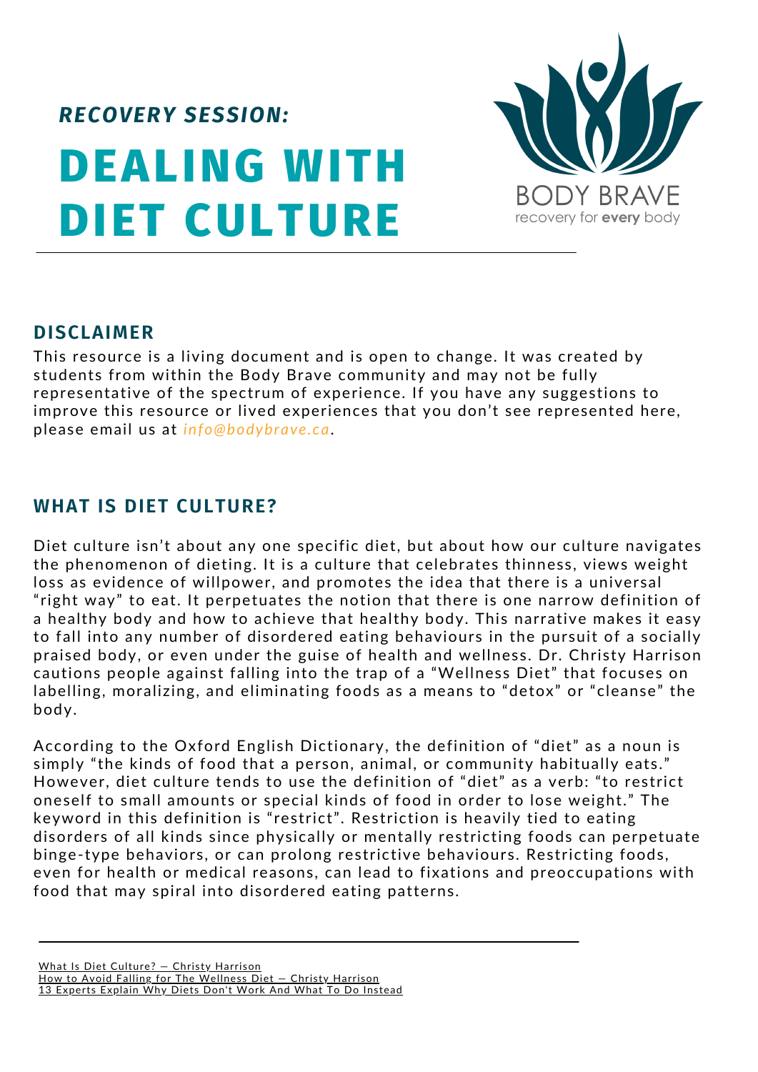*RECOVERY SESSION:*

# DEALING WITH DIET CULTURE

BODY BRAVE
recovery for **every** body

## DISCLAIMER

This resource is a living document and is open to change. It was created by students from within the Body Brave community and may not be fully representative of the spectrum of experience. If you have any suggestions to improve this resource or lived experiences that you don't see represented here, please email us at *info@bodybrave.ca*.

## WHAT IS DIET CULTURE?

Diet culture isn't about any one specific diet, but about how our culture navigates the phenomenon of dieting. It is a culture that celebrates thinness, views weight loss as evidence of willpower, and promotes the idea that there is a universal "right way" to eat. It perpetuates the notion that there is one narrow definition of a healthy body and how to achieve that healthy body. This narrative makes it easy to fall into any number of disordered eating behaviours in the pursuit of a socially praised body, or even under the guise of health and wellness. Dr. Christy Harrison cautions people against falling into the trap of a "Wellness Diet" that focuses on labelling, moralizing, and eliminating foods as a means to "detox" or "cleanse" the body.

According to the Oxford English Dictionary, the definition of "diet" as a noun is simply "the kinds of food that a person, animal, or community habitually eats." However, diet culture tends to use the definition of "diet" as a verb: "to restrict oneself to small amounts or special kinds of food in order to lose weight." The keyword in this definition is "restrict". Restriction is heavily tied to eating disorders of all kinds since physically or mentally restricting foods can perpetuate binge-type behaviors, or can prolong restrictive behaviours. Restricting foods, even for health or medical reasons, can lead to fixations and preoccupations with food that may spiral into disordered eating patterns.

---

What Is Diet Culture? — Christy Harrison
How to Avoid Falling for The Wellness Diet — Christy Harrison
13 Experts Explain Why Diets Don't Work And What To Do Instead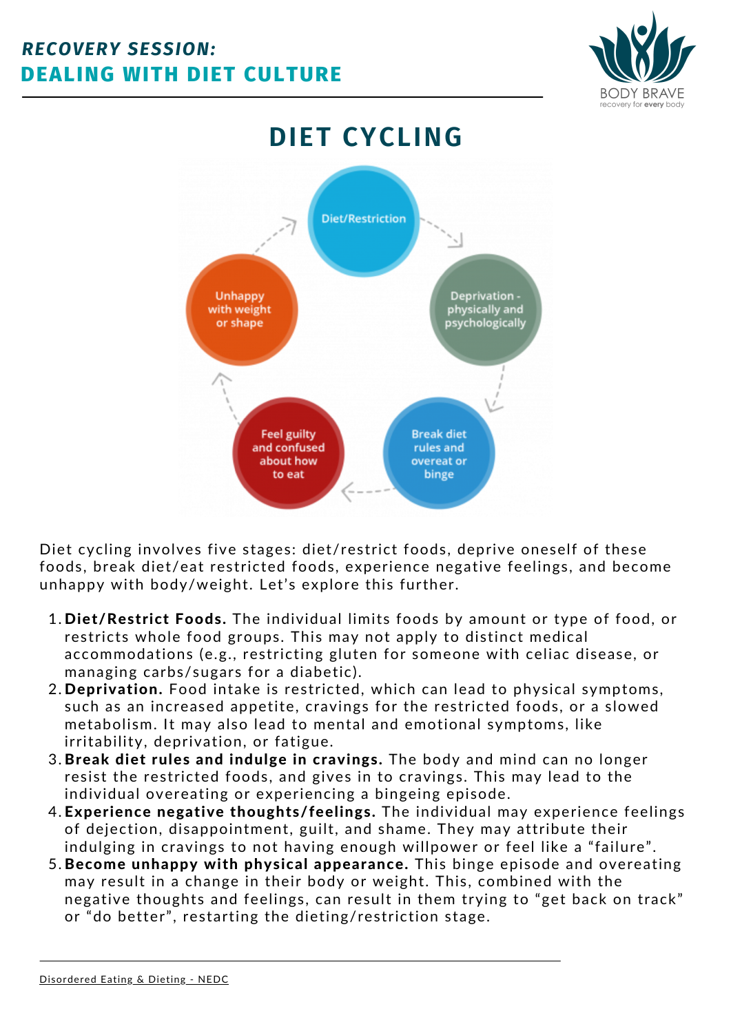# RECOVERY SESSION:
## DEALING WITH DIET CULTURE

## DIET CYCLING

Diet/Restriction → Deprivation - physically and psychologically → Break diet rules and overeat or binge → Feel guilty and confused about how to eat → Unhappy with weight or shape → Diet/Restriction

Diet cycling involves five stages: diet/restrict foods, deprive oneself of these foods, break diet/eat restricted foods, experience negative feelings, and become unhappy with body/weight. Let's explore this further.

1. **Diet/Restrict Foods.** The individual limits foods by amount or type of food, or restricts whole food groups. This may not apply to distinct medical accommodations (e.g., restricting gluten for someone with celiac disease, or managing carbs/sugars for a diabetic).
2. **Deprivation.** Food intake is restricted, which can lead to physical symptoms, such as an increased appetite, cravings for the restricted foods, or a slowed metabolism. It may also lead to mental and emotional symptoms, like irritability, deprivation, or fatigue.
3. **Break diet rules and indulge in cravings.** The body and mind can no longer resist the restricted foods, and gives in to cravings. This may lead to the individual overeating or experiencing a bingeing episode.
4. **Experience negative thoughts/feelings.** The individual may experience feelings of dejection, disappointment, guilt, and shame. They may attribute their indulging in cravings to not having enough willpower or feel like a "failure".
5. **Become unhappy with physical appearance.** This binge episode and overeating may result in a change in their body or weight. This, combined with the negative thoughts and feelings, can result in them trying to "get back on track" or "do better", restarting the dieting/restriction stage.

---

Disordered Eating & Dieting - NEDC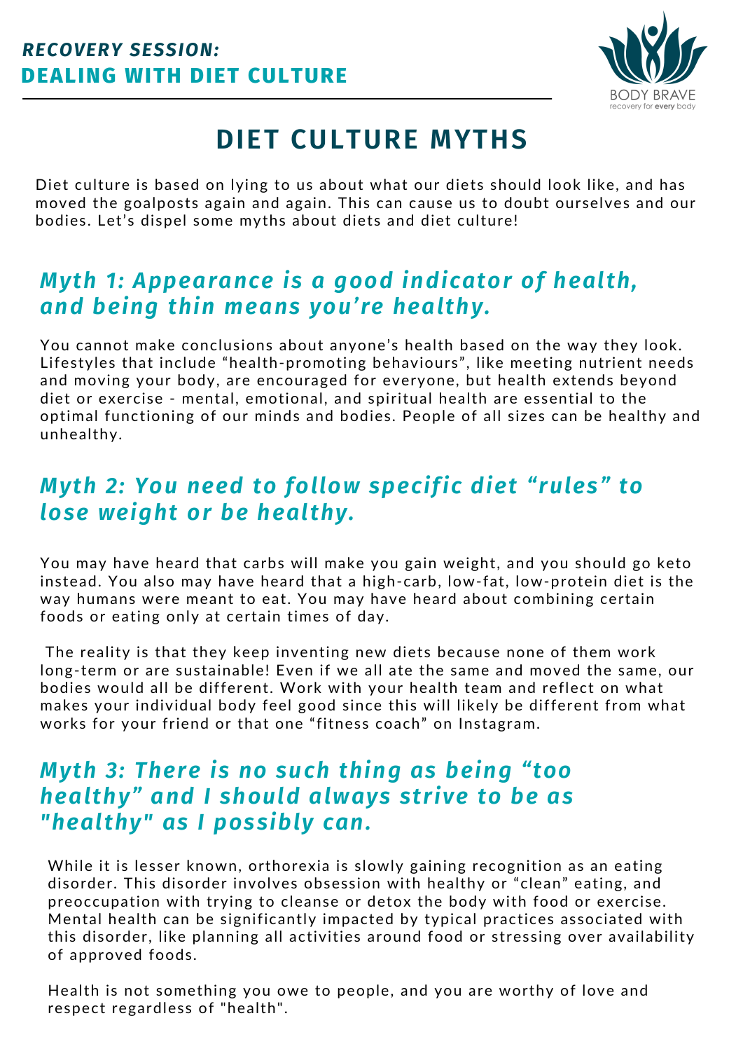**RECOVERY SESSION:**
**DEALING WITH DIET CULTURE**

BODY BRAVE
recovery for **every** body

# DIET CULTURE MYTHS

Diet culture is based on lying to us about what our diets should look like, and has moved the goalposts again and again. This can cause us to doubt ourselves and our bodies. Let's dispel some myths about diets and diet culture!

## *Myth 1: Appearance is a good indicator of health, and being thin means you're healthy.*

You cannot make conclusions about anyone's health based on the way they look. Lifestyles that include "health-promoting behaviours", like meeting nutrient needs and moving your body, are encouraged for everyone, but health extends beyond diet or exercise - mental, emotional, and spiritual health are essential to the optimal functioning of our minds and bodies. People of all sizes can be healthy and unhealthy.

## *Myth 2: You need to follow specific diet "rules" to lose weight or be healthy.*

You may have heard that carbs will make you gain weight, and you should go keto instead. You also may have heard that a high-carb, low-fat, low-protein diet is the way humans were meant to eat. You may have heard about combining certain foods or eating only at certain times of day.

The reality is that they keep inventing new diets because none of them work long-term or are sustainable! Even if we all ate the same and moved the same, our bodies would all be different. Work with your health team and reflect on what makes your individual body feel good since this will likely be different from what works for your friend or that one "fitness coach" on Instagram.

## *Myth 3: There is no such thing as being "too healthy" and I should always strive to be as "healthy" as I possibly can.*

While it is lesser known, orthorexia is slowly gaining recognition as an eating disorder. This disorder involves obsession with healthy or "clean" eating, and preoccupation with trying to cleanse or detox the body with food or exercise. Mental health can be significantly impacted by typical practices associated with this disorder, like planning all activities around food or stressing over availability of approved foods.

Health is not something you owe to people, and you are worthy of love and respect regardless of "health".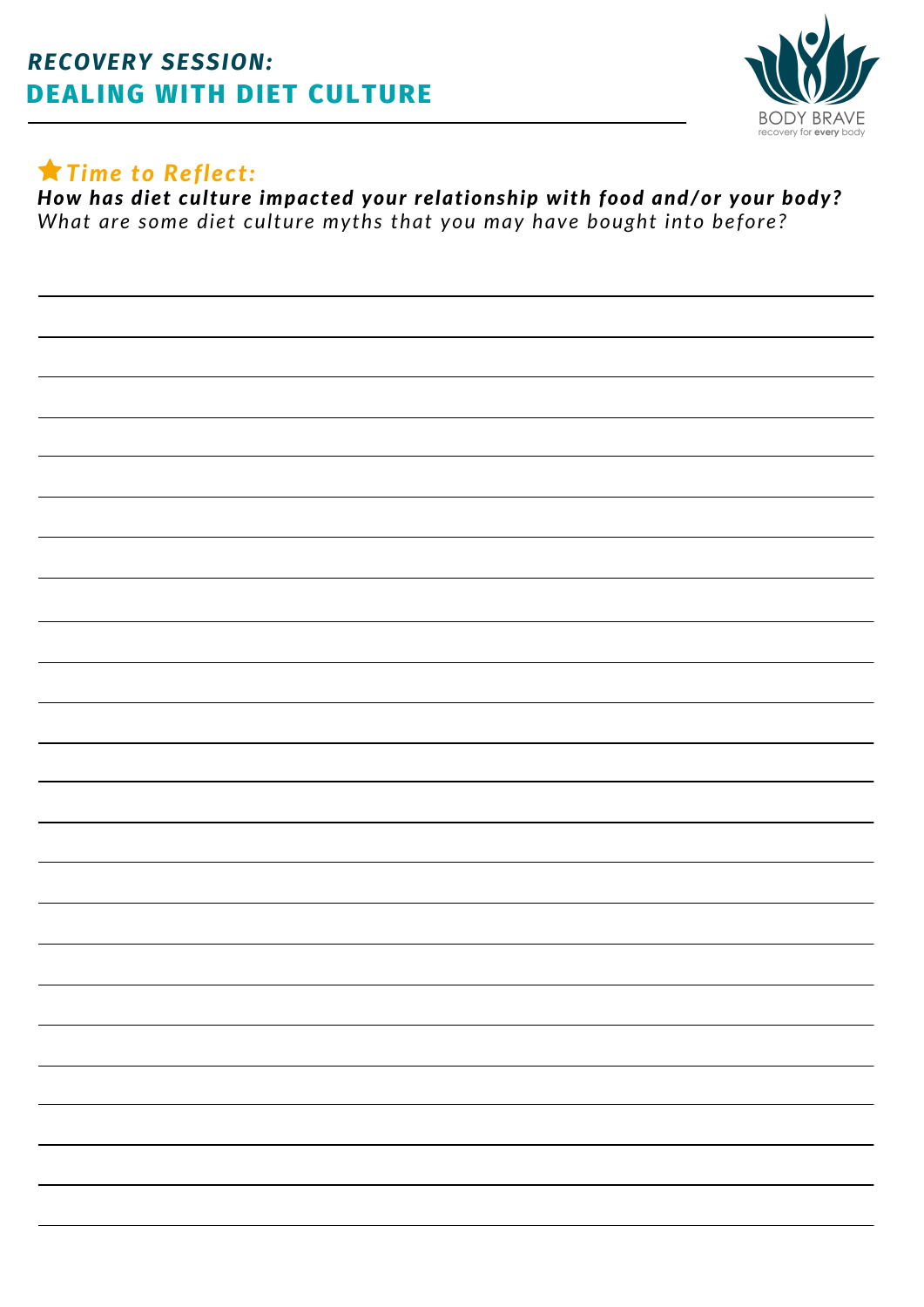## *RECOVERY SESSION:*
## DEALING WITH DIET CULTURE

BODY BRAVE
recovery for **every** body

★ ***Time to Reflect:***

***How has diet culture impacted your relationship with food and/or your body?***

*What are some diet culture myths that you may have bought into before?*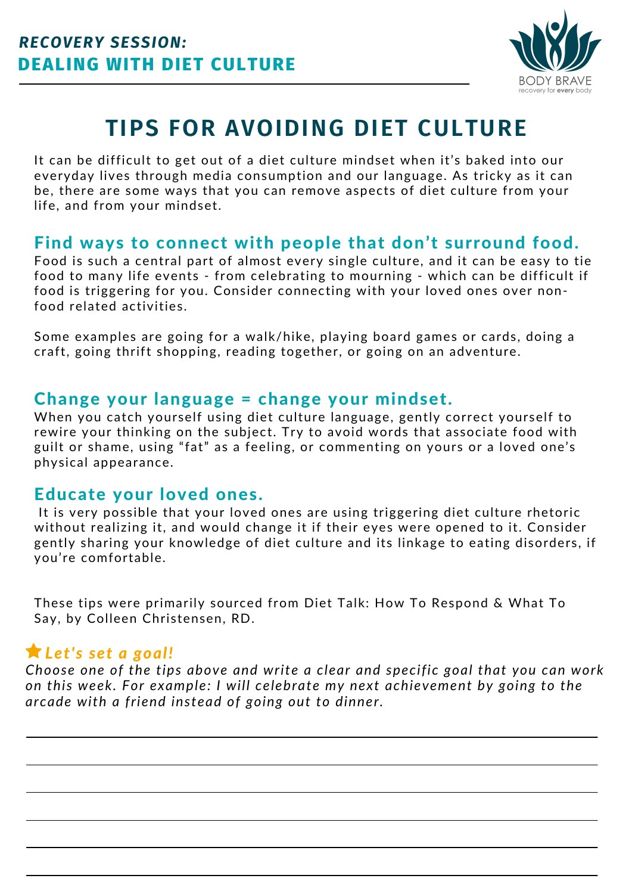***RECOVERY SESSION:***
**DEALING WITH DIET CULTURE**

BODY BRAVE
recovery for **every** body

# TIPS FOR AVOIDING DIET CULTURE

It can be difficult to get out of a diet culture mindset when it's baked into our everyday lives through media consumption and our language. As tricky as it can be, there are some ways that you can remove aspects of diet culture from your life, and from your mindset.

## Find ways to connect with people that don't surround food.

Food is such a central part of almost every single culture, and it can be easy to tie food to many life events - from celebrating to mourning - which can be difficult if food is triggering for you. Consider connecting with your loved ones over non-food related activities.

Some examples are going for a walk/hike, playing board games or cards, doing a craft, going thrift shopping, reading together, or going on an adventure.

## Change your language = change your mindset.

When you catch yourself using diet culture language, gently correct yourself to rewire your thinking on the subject. Try to avoid words that associate food with guilt or shame, using "fat" as a feeling, or commenting on yours or a loved one's physical appearance.

## Educate your loved ones.

It is very possible that your loved ones are using triggering diet culture rhetoric without realizing it, and would change it if their eyes were opened to it. Consider gently sharing your knowledge of diet culture and its linkage to eating disorders, if you're comfortable.

These tips were primarily sourced from Diet Talk: How To Respond & What To Say, by Colleen Christensen, RD.

### ★ *Let's set a goal!*

*Choose one of the tips above and write a clear and specific goal that you can work on this week. For example: I will celebrate my next achievement by going to the arcade with a friend instead of going out to dinner.*

______________________________________________

______________________________________________

______________________________________________

______________________________________________

______________________________________________

______________________________________________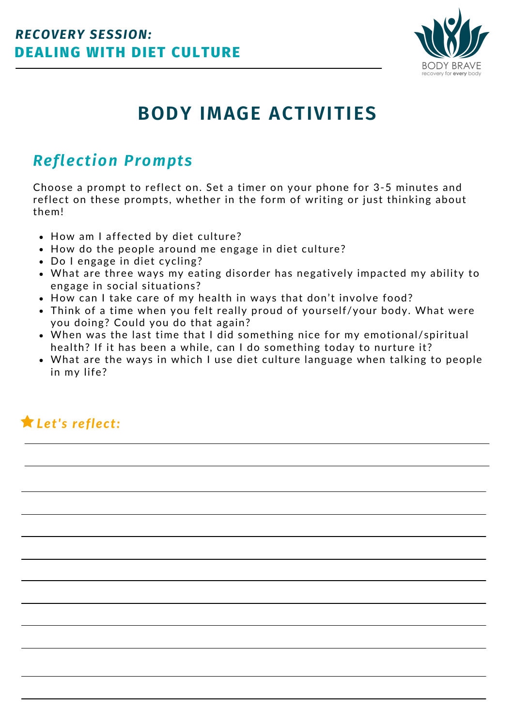***RECOVERY SESSION:***
**DEALING WITH DIET CULTURE**

BODY BRAVE
recovery for **every** body

# BODY IMAGE ACTIVITIES

## *Reflection Prompts*

Choose a prompt to reflect on. Set a timer on your phone for 3-5 minutes and reflect on these prompts, whether in the form of writing or just thinking about them!

- How am I affected by diet culture?
- How do the people around me engage in diet culture?
- Do I engage in diet cycling?
- What are three ways my eating disorder has negatively impacted my ability to engage in social situations?
- How can I take care of my health in ways that don't involve food?
- Think of a time when you felt really proud of yourself/your body. What were you doing? Could you do that again?
- When was the last time that I did something nice for my emotional/spiritual health? If it has been a while, can I do something today to nurture it?
- What are the ways in which I use diet culture language when talking to people in my life?

***Let's reflect:***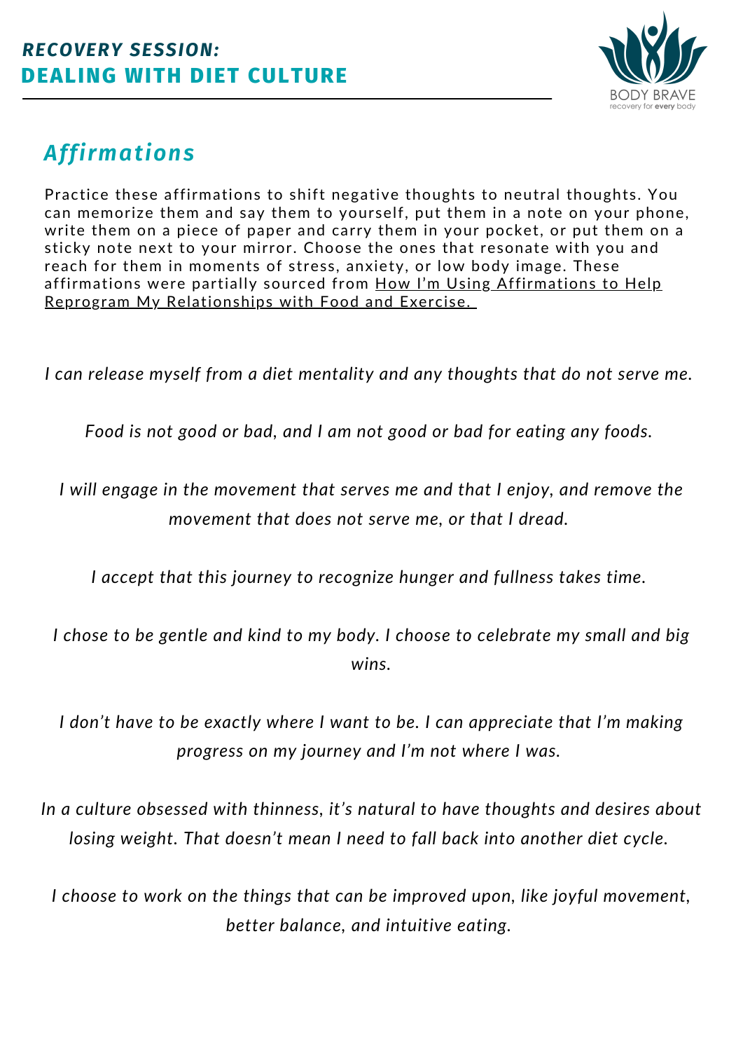**RECOVERY SESSION:**
**DEALING WITH DIET CULTURE**

BODY BRAVE
recovery for **every** body

## *Affirmations*

Practice these affirmations to shift negative thoughts to neutral thoughts. You can memorize them and say them to yourself, put them in a note on your phone, write them on a piece of paper and carry them in your pocket, or put them on a sticky note next to your mirror. Choose the ones that resonate with you and reach for them in moments of stress, anxiety, or low body image. These affirmations were partially sourced from How I'm Using Affirmations to Help Reprogram My Relationships with Food and Exercise.

*I can release myself from a diet mentality and any thoughts that do not serve me.*

*Food is not good or bad, and I am not good or bad for eating any foods.*

*I will engage in the movement that serves me and that I enjoy, and remove the movement that does not serve me, or that I dread.*

*I accept that this journey to recognize hunger and fullness takes time.*

*I chose to be gentle and kind to my body. I choose to celebrate my small and big wins.*

*I don't have to be exactly where I want to be. I can appreciate that I'm making progress on my journey and I'm not where I was.*

*In a culture obsessed with thinness, it's natural to have thoughts and desires about losing weight. That doesn't mean I need to fall back into another diet cycle.*

*I choose to work on the things that can be improved upon, like joyful movement, better balance, and intuitive eating.*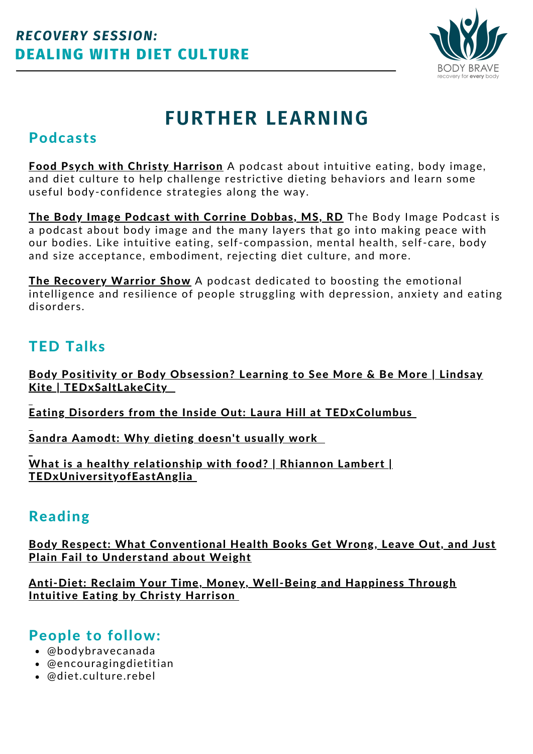# *RECOVERY SESSION:*
## DEALING WITH DIET CULTURE

BODY BRAVE
recovery for **every** body

# FURTHER LEARNING

## Podcasts

**Food Psych with Christy Harrison** A podcast about intuitive eating, body image, and diet culture to help challenge restrictive dieting behaviors and learn some useful body-confidence strategies along the way.

**The Body Image Podcast with Corrine Dobbas, MS, RD** The Body Image Podcast is a podcast about body image and the many layers that go into making peace with our bodies. Like intuitive eating, self-compassion, mental health, self-care, body and size acceptance, embodiment, rejecting diet culture, and more.

**The Recovery Warrior Show** A podcast dedicated to boosting the emotional intelligence and resilience of people struggling with depression, anxiety and eating disorders.

## TED Talks

**Body Positivity or Body Obsession? Learning to See More & Be More | Lindsay Kite | TEDxSaltLakeCity**

**Eating Disorders from the Inside Out: Laura Hill at TEDxColumbus**

**Sandra Aamodt: Why dieting doesn't usually work**

**What is a healthy relationship with food? | Rhiannon Lambert | TEDxUniversityofEastAnglia**

## Reading

**Body Respect: What Conventional Health Books Get Wrong, Leave Out, and Just Plain Fail to Understand about Weight**

**Anti-Diet: Reclaim Your Time, Money, Well-Being and Happiness Through Intuitive Eating by Christy Harrison**

## People to follow:

- @bodybravecanada
- @encouragingdietitian
- @diet.culture.rebel